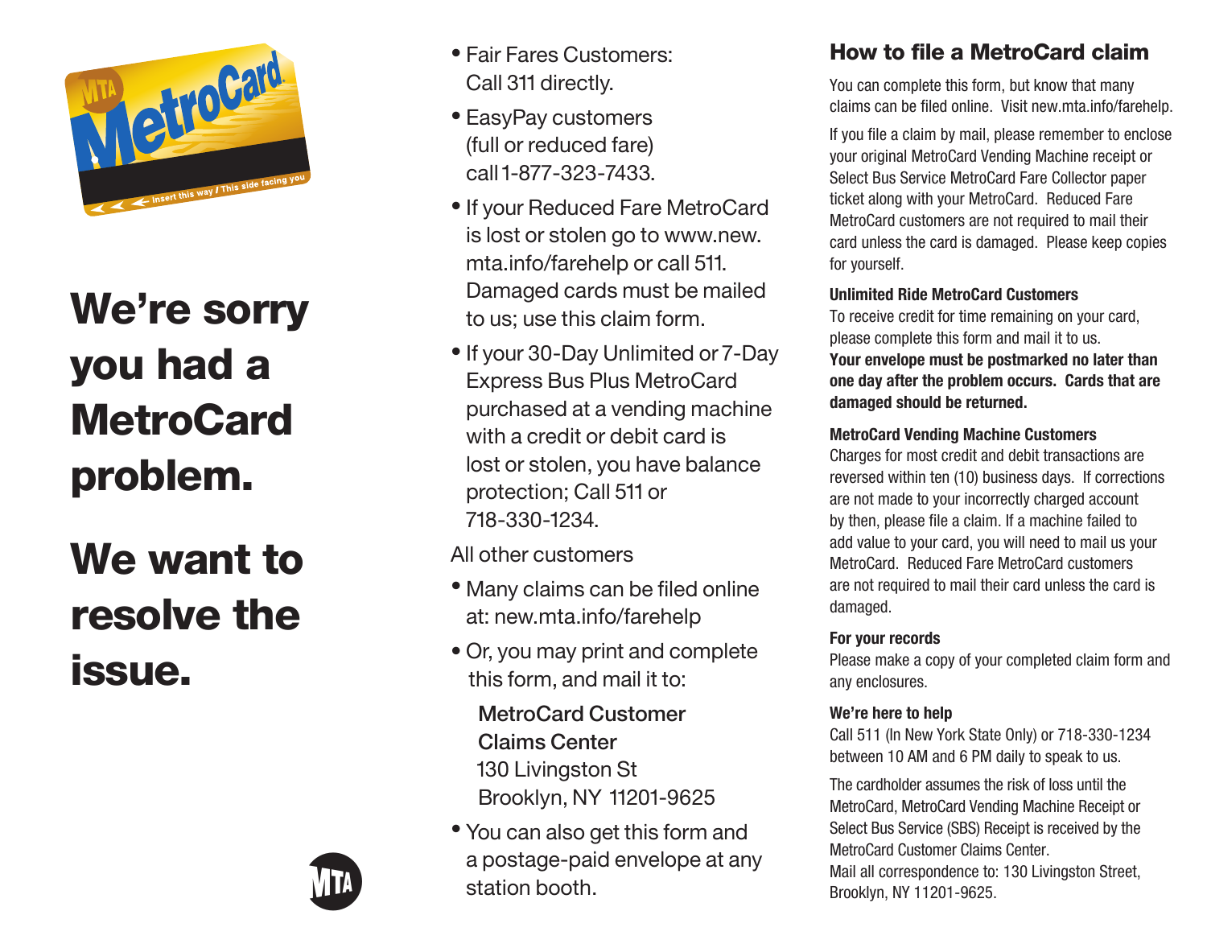# We're sorry you had a MetroCard problem.

# We want to resolve the issue.

- Fair Fares Customers: Call 311 directly.
- EasyPay customers (full or reduced fare) call 1-877-323-7433.
- If your Reduced Fare MetroCard is lost or stolen go to www.new.mta.info/farehelp or call 511. Damaged cards must be mailed to us; use this claim form.
- If your 30-Day Unlimited or 7-Day Express Bus Plus MetroCard purchased at a vending machine with a credit or debit card is lost or stolen, you have balance protection; Call 511 or 718-330-1234.

All other customers

- Many claims can be filed online at: new.mta.info/farehelp
- Or, you may print and complete this form, and mail it to:

  **MetroCard Customer Claims Center**
  130 Livingston St
  Brooklyn, NY 11201-9625

- You can also get this form and a postage-paid envelope at any station booth.

## How to file a MetroCard claim

You can complete this form, but know that many claims can be filed online. Visit new.mta.info/farehelp.

If you file a claim by mail, please remember to enclose your original MetroCard Vending Machine receipt or Select Bus Service MetroCard Fare Collector paper ticket along with your MetroCard. Reduced Fare MetroCard customers are not required to mail their card unless the card is damaged. Please keep copies for yourself.

**Unlimited Ride MetroCard Customers**
To receive credit for time remaining on your card, please complete this form and mail it to us. **Your envelope must be postmarked no later than one day after the problem occurs. Cards that are damaged should be returned.**

**MetroCard Vending Machine Customers**
Charges for most credit and debit transactions are reversed within ten (10) business days. If corrections are not made to your incorrectly charged account by then, please file a claim. If a machine failed to add value to your card, you will need to mail us your MetroCard. Reduced Fare MetroCard customers are not required to mail their card unless the card is damaged.

**For your records**
Please make a copy of your completed claim form and any enclosures.

**We're here to help**
Call 511 (In New York State Only) or 718-330-1234 between 10 AM and 6 PM daily to speak to us.

The cardholder assumes the risk of loss until the MetroCard, MetroCard Vending Machine Receipt or Select Bus Service (SBS) Receipt is received by the MetroCard Customer Claims Center.
Mail all correspondence to: 130 Livingston Street, Brooklyn, NY 11201-9625.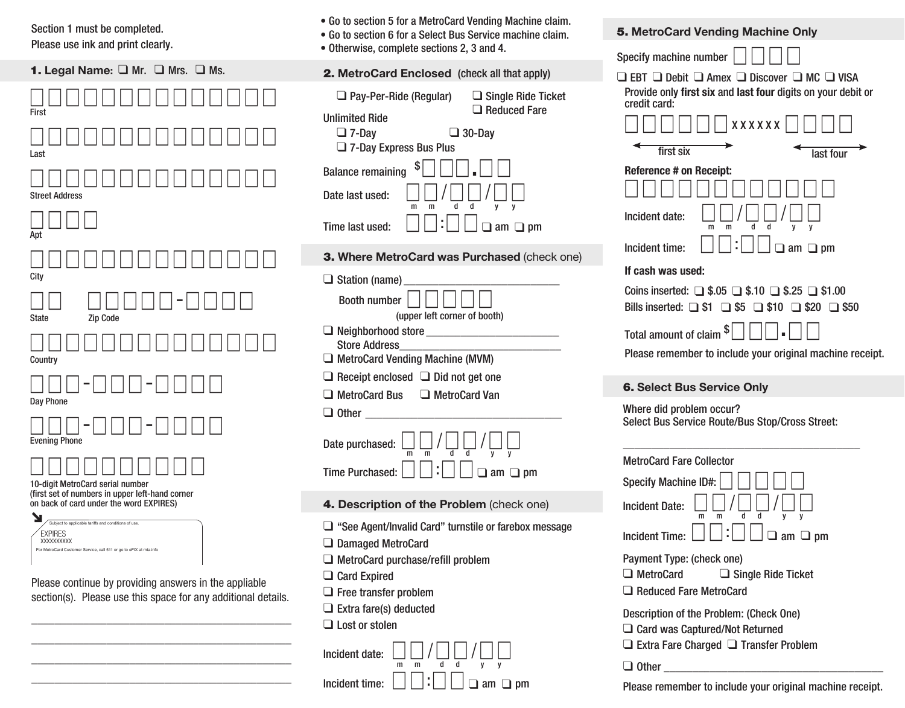Section 1 must be completed.
Please use ink and print clearly.

## 1. Legal Name: ❑ Mr. ❑ Mrs. ❑ Ms.

First

Last

Street Address

Apt

City

State Zip Code

Country

Day Phone

Evening Phone

10-digit MetroCard serial number
(first set of numbers in upper left-hand corner on back of card under the word EXPIRES)

Subject to applicable tariffs and conditions of use.
EXPIRES
XXXXXXXXXX
For MetroCard Customer Service, call 511 or go to eFIX at mta.info

Please continue by providing answers in the appliable section(s). Please use this space for any additional details.

_______________________________________________

_______________________________________________

_______________________________________________

_______________________________________________

- Go to section 5 for a MetroCard Vending Machine claim.
- Go to section 6 for a Select Bus Service machine claim.
- Otherwise, complete sections 2, 3 and 4.

## 2. MetroCard Enclosed (check all that apply)

❑ Pay-Per-Ride (Regular) ❑ Single Ride Ticket
❑ Reduced Fare

Unlimited Ride
❑ 7-Day ❑ 30-Day
❑ 7-Day Express Bus Plus

Balance remaining $ __ __ __ . __ __

Date last used: __ __ / __ __ / __ __ (m m d d y y)

Time last used: __ __ : __ __ ❑ am ❑ pm

## 3. Where MetroCard was Purchased (check one)

❑ Station (name) ___________________________

Booth number (upper left corner of booth)

❑ Neighborhood store _______________________
Store Address_____________________________

❑ MetroCard Vending Machine (MVM)

❑ Receipt enclosed ❑ Did not get one

❑ MetroCard Bus ❑ MetroCard Van

❑ Other ___________________________________

Date purchased: __ __ / __ __ / __ __ (m m d d y y)

Time Purchased: __ __ : __ __ ❑ am ❑ pm

## 4. Description of the Problem (check one)

❑ "See Agent/Invalid Card" turnstile or farebox message
❑ Damaged MetroCard
❑ MetroCard purchase/refill problem
❑ Card Expired
❑ Free transfer problem
❑ Extra fare(s) deducted
❑ Lost or stolen

Incident date: __ __ / __ __ / __ __ (m m d d y y)

Incident time: __ __ : __ __ ❑ am ❑ pm

## 5. MetroCard Vending Machine Only

Specify machine number

❑ EBT ❑ Debit ❑ Amex ❑ Discover ❑ MC ❑ VISA

Provide only **first six** and **last four** digits on your debit or credit card:

__ __ __ __ __ __ XXXXXX __ __ __ __
first six last four

**Reference # on Receipt:**

Incident date: __ __ / __ __ / __ __ (m m d d y y)

Incident time: __ __ : __ __ ❑ am ❑ pm

**If cash was used:**

Coins inserted: ❑ $.05 ❑ $.10 ❑ $.25 ❑ $1.00

Bills inserted: ❑ $1 ❑ $5 ❑ $10 ❑ $20 ❑ $50

Total amount of claim $ __ __ __ . __ __

Please remember to include your original machine receipt.

## 6. Select Bus Service Only

Where did problem occur?
Select Bus Service Route/Bus Stop/Cross Street:

_______________________________________

MetroCard Fare Collector

Specify Machine ID#:

Incident Date: __ __ / __ __ / __ __ (m m d d y y)

Incident Time: __ __ : __ __ ❑ am ❑ pm

Payment Type: (check one)
❑ MetroCard ❑ Single Ride Ticket
❑ Reduced Fare MetroCard

Description of the Problem: (Check One)
❑ Card was Captured/Not Returned
❑ Extra Fare Charged ❑ Transfer Problem
❑ Other _______________________________________

Please remember to include your original machine receipt.